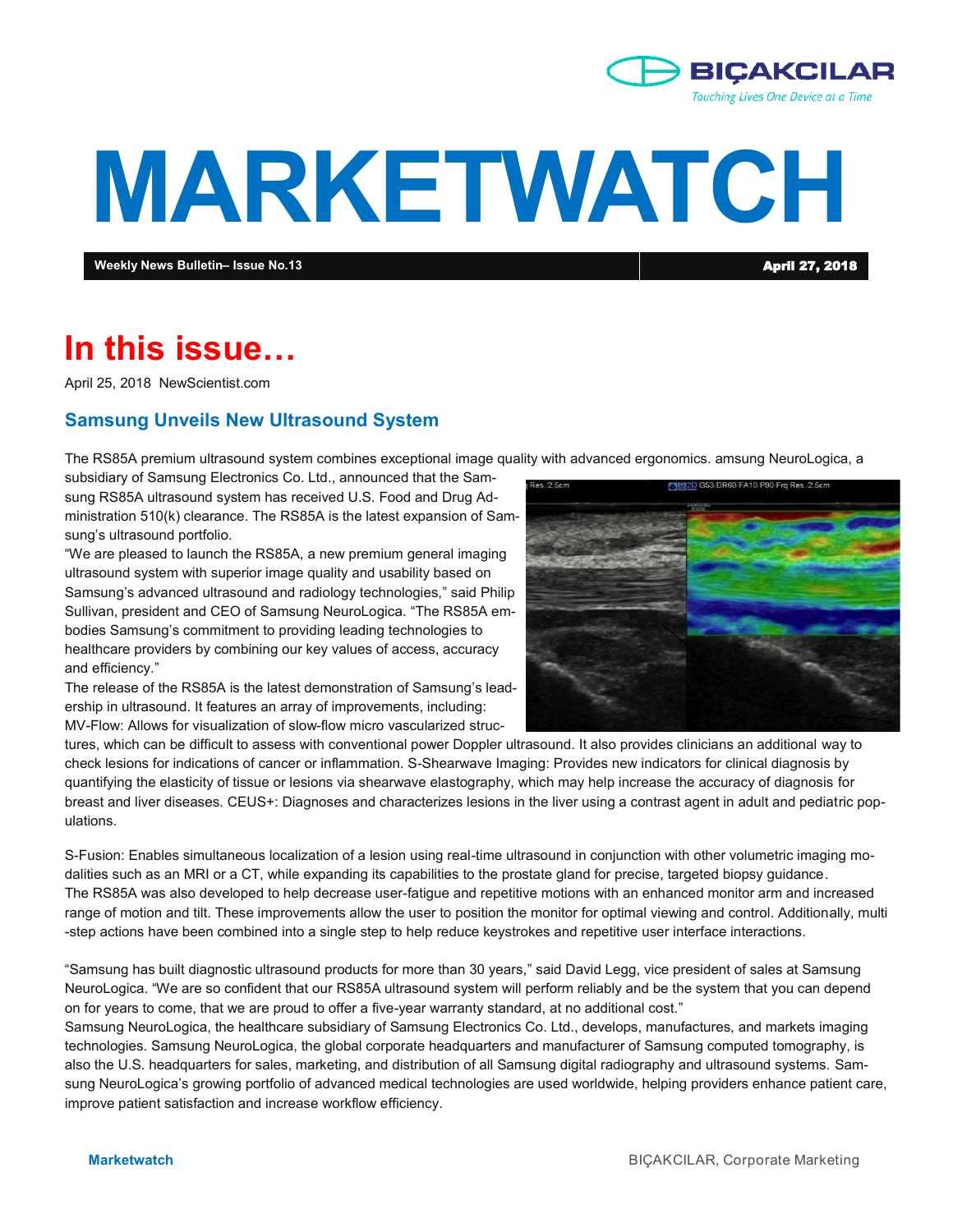BIÇAKCILAR

*Touching Lives One Device at a Time*

# MARKETWATCH

**Weekly News Bulletin– Issue No.13** **April 27, 2018**

## In this issue…

April 25, 2018 NewScientist.com

### Samsung Unveils New Ultrasound System

The RS85A premium ultrasound system combines exceptional image quality with advanced ergonomics. amsung NeuroLogica, a subsidiary of Samsung Electronics Co. Ltd., announced that the Samsung RS85A ultrasound system has received U.S. Food and Drug Administration 510(k) clearance. The RS85A is the latest expansion of Samsung's ultrasound portfolio.

"We are pleased to launch the RS85A, a new premium general imaging ultrasound system with superior image quality and usability based on Samsung's advanced ultrasound and radiology technologies," said Philip Sullivan, president and CEO of Samsung NeuroLogica. "The RS85A embodies Samsung's commitment to providing leading technologies to healthcare providers by combining our key values of access, accuracy and efficiency."

The release of the RS85A is the latest demonstration of Samsung's leadership in ultrasound. It features an array of improvements, including: MV-Flow: Allows for visualization of slow-flow micro vascularized structures, which can be difficult to assess with conventional power Doppler ultrasound. It also provides clinicians an additional way to check lesions for indications of cancer or inflammation. S-Shearwave Imaging: Provides new indicators for clinical diagnosis by quantifying the elasticity of tissue or lesions via shearwave elastography, which may help increase the accuracy of diagnosis for breast and liver diseases. CEUS+: Diagnoses and characterizes lesions in the liver using a contrast agent in adult and pediatric populations.

S-Fusion: Enables simultaneous localization of a lesion using real-time ultrasound in conjunction with other volumetric imaging modalities such as an MRI or a CT, while expanding its capabilities to the prostate gland for precise, targeted biopsy guidance.

The RS85A was also developed to help decrease user-fatigue and repetitive motions with an enhanced monitor arm and increased range of motion and tilt. These improvements allow the user to position the monitor for optimal viewing and control. Additionally, multi-step actions have been combined into a single step to help reduce keystrokes and repetitive user interface interactions.

"Samsung has built diagnostic ultrasound products for more than 30 years," said David Legg, vice president of sales at Samsung NeuroLogica. "We are so confident that our RS85A ultrasound system will perform reliably and be the system that you can depend on for years to come, that we are proud to offer a five-year warranty standard, at no additional cost."

Samsung NeuroLogica, the healthcare subsidiary of Samsung Electronics Co. Ltd., develops, manufactures, and markets imaging technologies. Samsung NeuroLogica, the global corporate headquarters and manufacturer of Samsung computed tomography, is also the U.S. headquarters for sales, marketing, and distribution of all Samsung digital radiography and ultrasound systems. Samsung NeuroLogica's growing portfolio of advanced medical technologies are used worldwide, helping providers enhance patient care, improve patient satisfaction and increase workflow efficiency.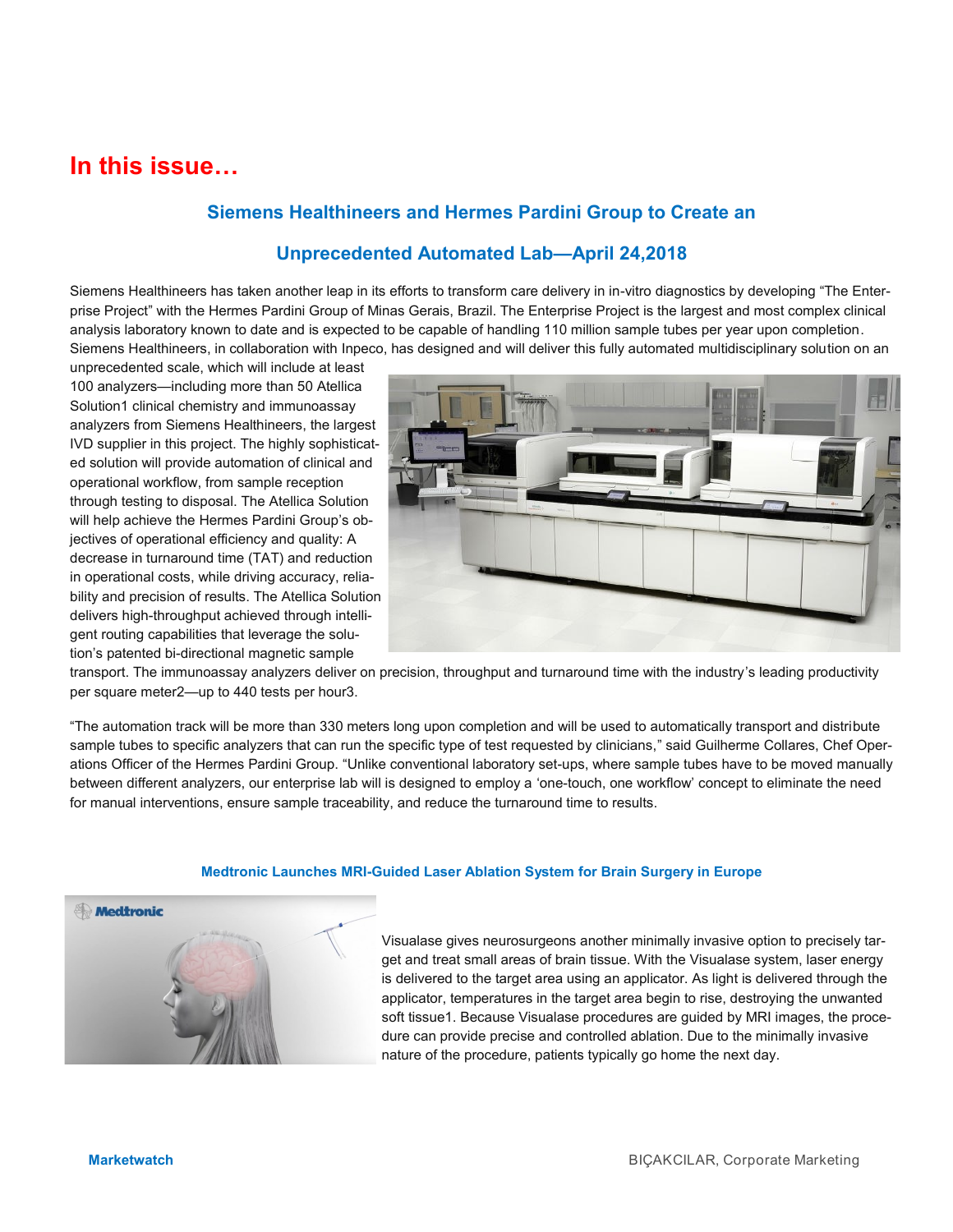# In this issue…

## Siemens Healthineers and Hermes Pardini Group to Create an Unprecedented Automated Lab—April 24,2018

Siemens Healthineers has taken another leap in its efforts to transform care delivery in in-vitro diagnostics by developing "The Enterprise Project" with the Hermes Pardini Group of Minas Gerais, Brazil. The Enterprise Project is the largest and most complex clinical analysis laboratory known to date and is expected to be capable of handling 110 million sample tubes per year upon completion. Siemens Healthineers, in collaboration with Inpeco, has designed and will deliver this fully automated multidisciplinary solution on an unprecedented scale, which will include at least 100 analyzers—including more than 50 Atellica Solution1 clinical chemistry and immunoassay analyzers from Siemens Healthineers, the largest IVD supplier in this project. The highly sophisticated solution will provide automation of clinical and operational workflow, from sample reception through testing to disposal. The Atellica Solution will help achieve the Hermes Pardini Group's objectives of operational efficiency and quality: A decrease in turnaround time (TAT) and reduction in operational costs, while driving accuracy, reliability and precision of results. The Atellica Solution delivers high-throughput achieved through intelligent routing capabilities that leverage the solution's patented bi-directional magnetic sample transport. The immunoassay analyzers deliver on precision, throughput and turnaround time with the industry's leading productivity per square meter2—up to 440 tests per hour3.

"The automation track will be more than 330 meters long upon completion and will be used to automatically transport and distribute sample tubes to specific analyzers that can run the specific type of test requested by clinicians," said Guilherme Collares, Chef Operations Officer of the Hermes Pardini Group. "Unlike conventional laboratory set-ups, where sample tubes have to be moved manually between different analyzers, our enterprise lab will is designed to employ a 'one-touch, one workflow' concept to eliminate the need for manual interventions, ensure sample traceability, and reduce the turnaround time to results.

### Medtronic Launches MRI-Guided Laser Ablation System for Brain Surgery in Europe

Visualase gives neurosurgeons another minimally invasive option to precisely target and treat small areas of brain tissue. With the Visualase system, laser energy is delivered to the target area using an applicator. As light is delivered through the applicator, temperatures in the target area begin to rise, destroying the unwanted soft tissue1. Because Visualase procedures are guided by MRI images, the procedure can provide precise and controlled ablation. Due to the minimally invasive nature of the procedure, patients typically go home the next day.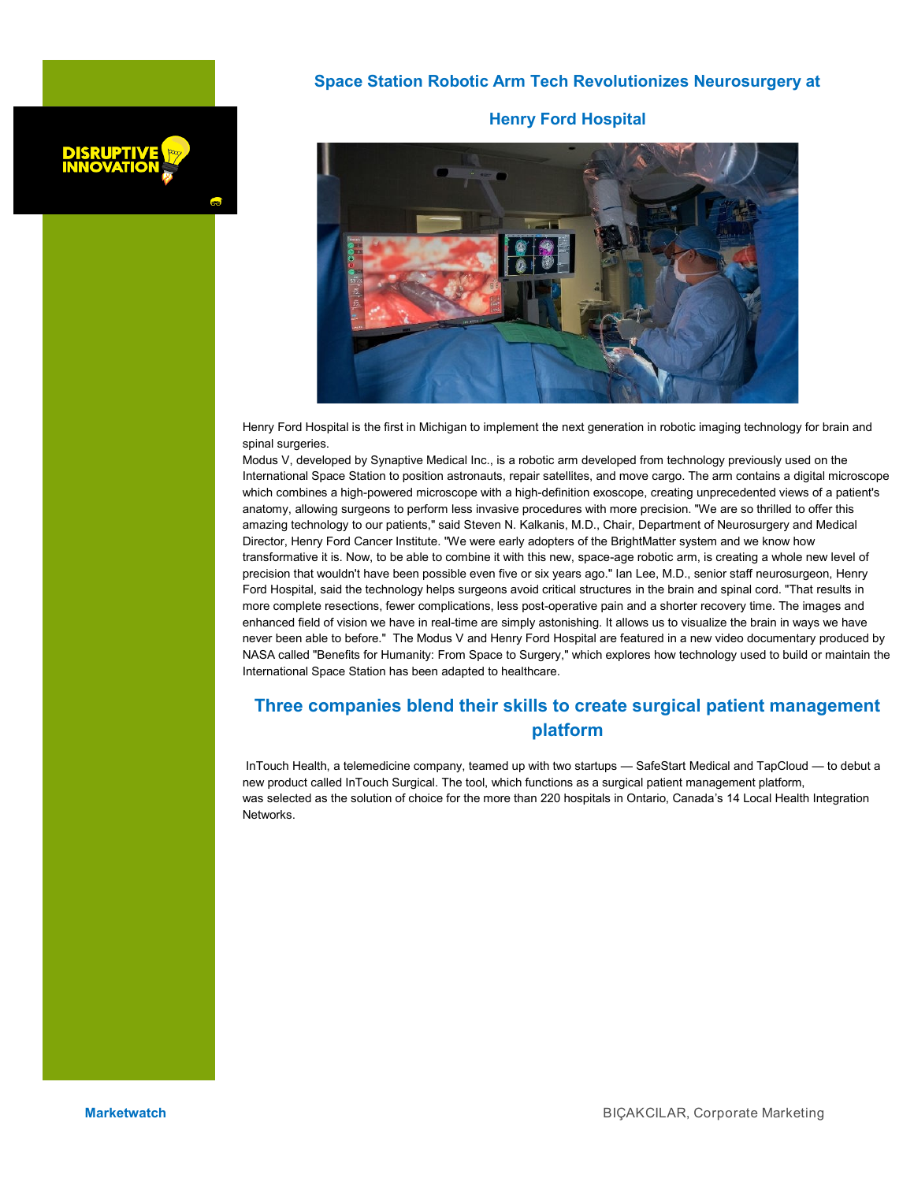## Space Station Robotic Arm Tech Revolutionizes Neurosurgery at Henry Ford Hospital

Henry Ford Hospital is the first in Michigan to implement the next generation in robotic imaging technology for brain and spinal surgeries.

Modus V, developed by Synaptive Medical Inc., is a robotic arm developed from technology previously used on the International Space Station to position astronauts, repair satellites, and move cargo. The arm contains a digital microscope which combines a high-powered microscope with a high-definition exoscope, creating unprecedented views of a patient's anatomy, allowing surgeons to perform less invasive procedures with more precision. "We are so thrilled to offer this amazing technology to our patients," said Steven N. Kalkanis, M.D., Chair, Department of Neurosurgery and Medical Director, Henry Ford Cancer Institute. "We were early adopters of the BrightMatter system and we know how transformative it is. Now, to be able to combine it with this new, space-age robotic arm, is creating a whole new level of precision that wouldn't have been possible even five or six years ago." Ian Lee, M.D., senior staff neurosurgeon, Henry Ford Hospital, said the technology helps surgeons avoid critical structures in the brain and spinal cord. "That results in more complete resections, fewer complications, less post-operative pain and a shorter recovery time. The images and enhanced field of vision we have in real-time are simply astonishing. It allows us to visualize the brain in ways we have never been able to before." The Modus V and Henry Ford Hospital are featured in a new video documentary produced by NASA called "Benefits for Humanity: From Space to Surgery," which explores how technology used to build or maintain the International Space Station has been adapted to healthcare.

## Three companies blend their skills to create surgical patient management platform

InTouch Health, a telemedicine company, teamed up with two startups — SafeStart Medical and TapCloud — to debut a new product called InTouch Surgical. The tool, which functions as a surgical patient management platform, was selected as the solution of choice for the more than 220 hospitals in Ontario, Canada's 14 Local Health Integration Networks.

Marketwatch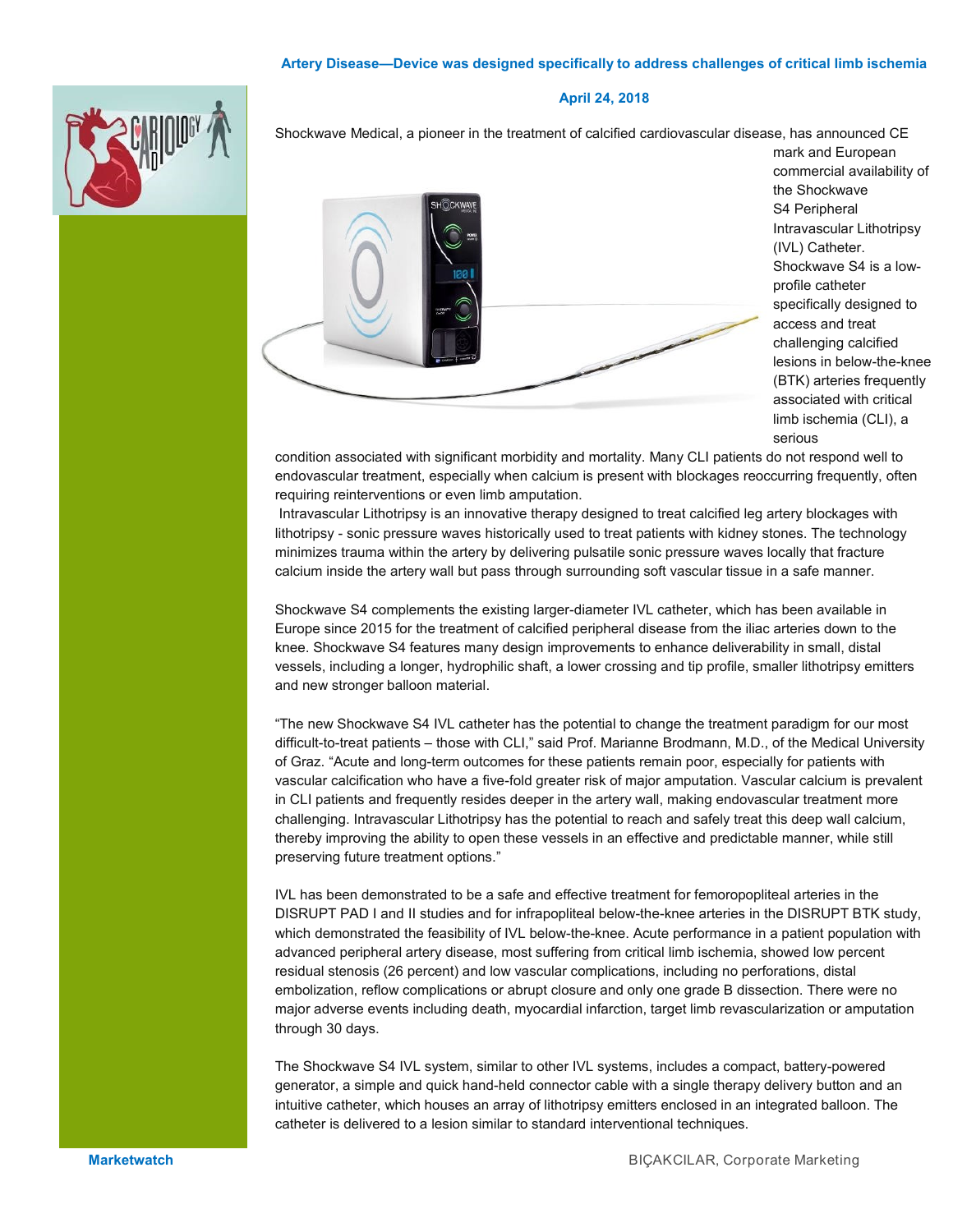## Artery Disease—Device was designed specifically to address challenges of critical limb ischemia

**April 24, 2018**

Shockwave Medical, a pioneer in the treatment of calcified cardiovascular disease, has announced CE mark and European commercial availability of the Shockwave S4 Peripheral Intravascular Lithotripsy (IVL) Catheter. Shockwave S4 is a low-profile catheter specifically designed to access and treat challenging calcified lesions in below-the-knee (BTK) arteries frequently associated with critical limb ischemia (CLI), a serious condition associated with significant morbidity and mortality. Many CLI patients do not respond well to endovascular treatment, especially when calcium is present with blockages reoccurring frequently, often requiring reinterventions or even limb amputation.

Intravascular Lithotripsy is an innovative therapy designed to treat calcified leg artery blockages with lithotripsy - sonic pressure waves historically used to treat patients with kidney stones. The technology minimizes trauma within the artery by delivering pulsatile sonic pressure waves locally that fracture calcium inside the artery wall but pass through surrounding soft vascular tissue in a safe manner.

Shockwave S4 complements the existing larger-diameter IVL catheter, which has been available in Europe since 2015 for the treatment of calcified peripheral disease from the iliac arteries down to the knee. Shockwave S4 features many design improvements to enhance deliverability in small, distal vessels, including a longer, hydrophilic shaft, a lower crossing and tip profile, smaller lithotripsy emitters and new stronger balloon material.

"The new Shockwave S4 IVL catheter has the potential to change the treatment paradigm for our most difficult-to-treat patients – those with CLI," said Prof. Marianne Brodmann, M.D., of the Medical University of Graz. "Acute and long-term outcomes for these patients remain poor, especially for patients with vascular calcification who have a five-fold greater risk of major amputation. Vascular calcium is prevalent in CLI patients and frequently resides deeper in the artery wall, making endovascular treatment more challenging. Intravascular Lithotripsy has the potential to reach and safely treat this deep wall calcium, thereby improving the ability to open these vessels in an effective and predictable manner, while still preserving future treatment options."

IVL has been demonstrated to be a safe and effective treatment for femoropopliteal arteries in the DISRUPT PAD I and II studies and for infrapopliteal below-the-knee arteries in the DISRUPT BTK study, which demonstrated the feasibility of IVL below-the-knee. Acute performance in a patient population with advanced peripheral artery disease, most suffering from critical limb ischemia, showed low percent residual stenosis (26 percent) and low vascular complications, including no perforations, distal embolization, reflow complications or abrupt closure and only one grade B dissection. There were no major adverse events including death, myocardial infarction, target limb revascularization or amputation through 30 days.

The Shockwave S4 IVL system, similar to other IVL systems, includes a compact, battery-powered generator, a simple and quick hand-held connector cable with a single therapy delivery button and an intuitive catheter, which houses an array of lithotripsy emitters enclosed in an integrated balloon. The catheter is delivered to a lesion similar to standard interventional techniques.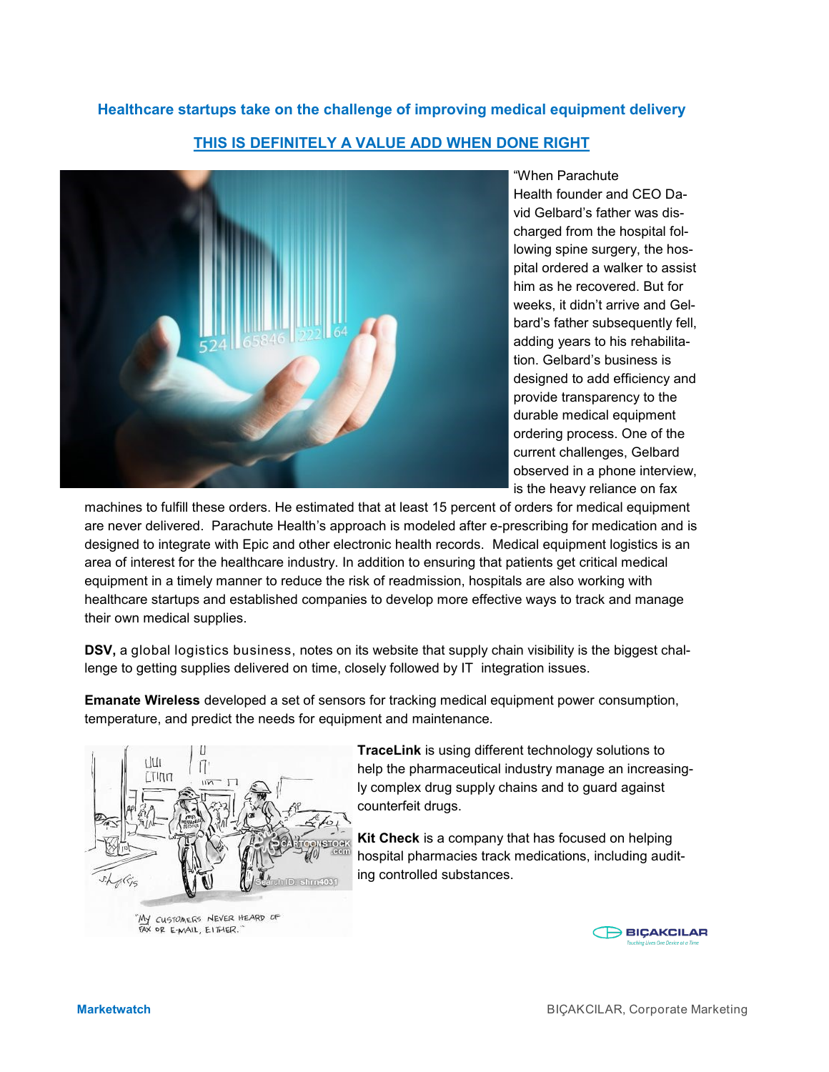## Healthcare startups take on the challenge of improving medical equipment delivery

### THIS IS DEFINITELY A VALUE ADD WHEN DONE RIGHT

"When Parachute Health founder and CEO David Gelbard's father was discharged from the hospital following spine surgery, the hospital ordered a walker to assist him as he recovered. But for weeks, it didn't arrive and Gelbard's father subsequently fell, adding years to his rehabilitation. Gelbard's business is designed to add efficiency and provide transparency to the durable medical equipment ordering process. One of the current challenges, Gelbard observed in a phone interview, is the heavy reliance on fax machines to fulfill these orders. He estimated that at least 15 percent of orders for medical equipment are never delivered. Parachute Health's approach is modeled after e-prescribing for medication and is designed to integrate with Epic and other electronic health records. Medical equipment logistics is an area of interest for the healthcare industry. In addition to ensuring that patients get critical medical equipment in a timely manner to reduce the risk of readmission, hospitals are also working with healthcare startups and established companies to develop more effective ways to track and manage their own medical supplies.

**DSV,** a global logistics business, notes on its website that supply chain visibility is the biggest challenge to getting supplies delivered on time, closely followed by IT integration issues.

**Emanate Wireless** developed a set of sensors for tracking medical equipment power consumption, temperature, and predict the needs for equipment and maintenance.

**TraceLink** is using different technology solutions to help the pharmaceutical industry manage an increasingly complex drug supply chains and to guard against counterfeit drugs.

**Kit Check** is a company that has focused on helping hospital pharmacies track medications, including auditing controlled substances.

"My customers never heard of fax or e-mail, either."

Marketwatch